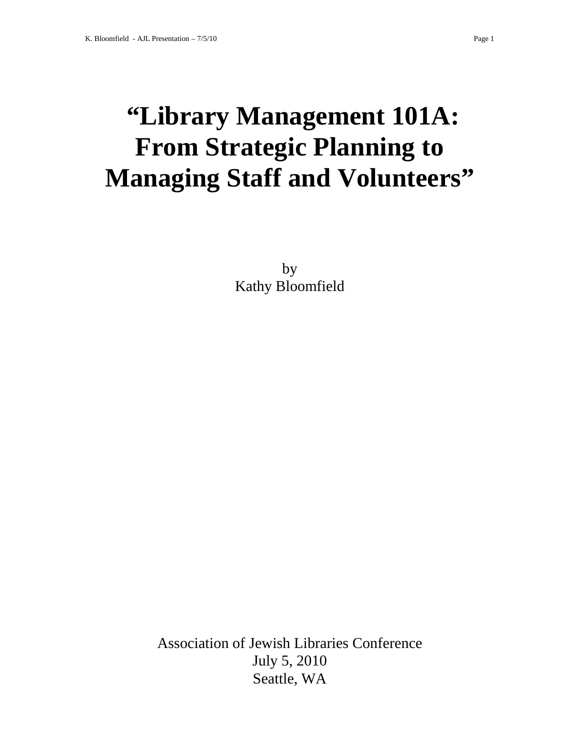# "Library Management 101A: From Strategic Planning to Managing Staff and Volunteers"

by
Kathy Bloomfield

Association of Jewish Libraries Conference
July 5, 2010
Seattle, WA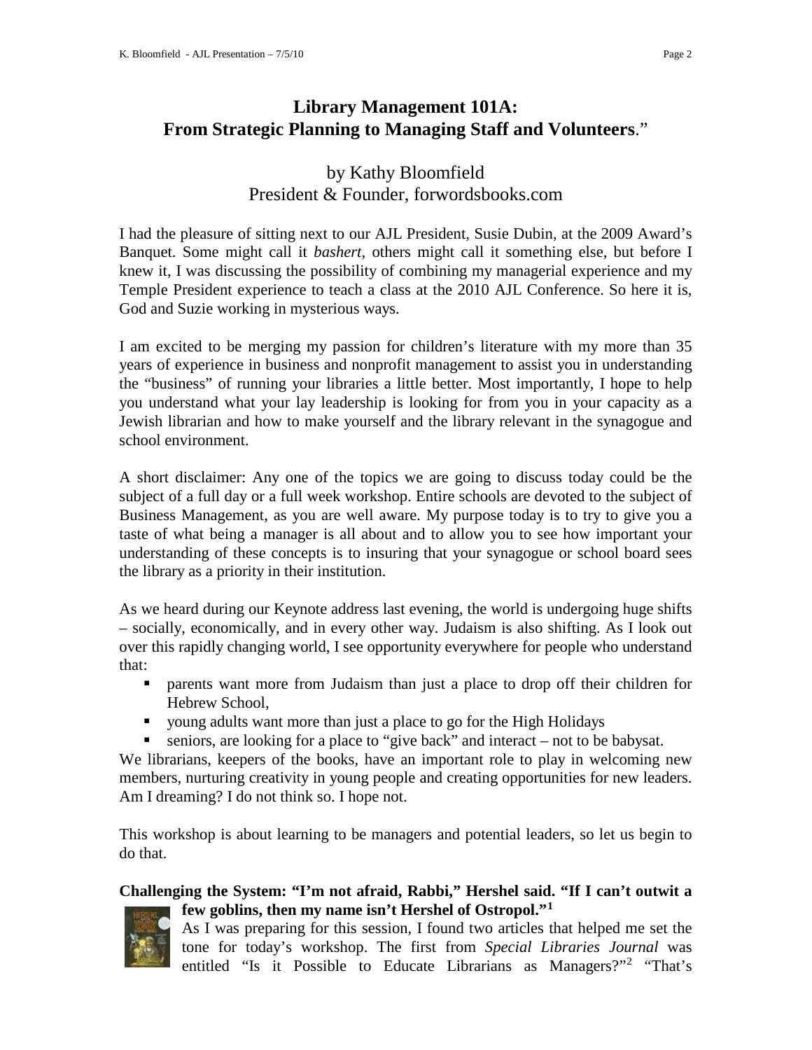# Library Management 101A: From Strategic Planning to Managing Staff and Volunteers."

by Kathy Bloomfield
President & Founder, forwordsbooks.com

I had the pleasure of sitting next to our AJL President, Susie Dubin, at the 2009 Award's Banquet. Some might call it *bashert*, others might call it something else, but before I knew it, I was discussing the possibility of combining my managerial experience and my Temple President experience to teach a class at the 2010 AJL Conference. So here it is, God and Suzie working in mysterious ways.

I am excited to be merging my passion for children's literature with my more than 35 years of experience in business and nonprofit management to assist you in understanding the "business" of running your libraries a little better. Most importantly, I hope to help you understand what your lay leadership is looking for from you in your capacity as a Jewish librarian and how to make yourself and the library relevant in the synagogue and school environment.

A short disclaimer: Any one of the topics we are going to discuss today could be the subject of a full day or a full week workshop. Entire schools are devoted to the subject of Business Management, as you are well aware. My purpose today is to try to give you a taste of what being a manager is all about and to allow you to see how important your understanding of these concepts is to insuring that your synagogue or school board sees the library as a priority in their institution.

As we heard during our Keynote address last evening, the world is undergoing huge shifts – socially, economically, and in every other way. Judaism is also shifting. As I look out over this rapidly changing world, I see opportunity everywhere for people who understand that:

- parents want more from Judaism than just a place to drop off their children for Hebrew School,
- young adults want more than just a place to go for the High Holidays
- seniors, are looking for a place to "give back" and interact – not to be babysat.

We librarians, keepers of the books, have an important role to play in welcoming new members, nurturing creativity in young people and creating opportunities for new leaders. Am I dreaming? I do not think so. I hope not.

This workshop is about learning to be managers and potential leaders, so let us begin to do that.

**Challenging the System: "I'm not afraid, Rabbi," Hershel said. "If I can't outwit a few goblins, then my name isn't Hershel of Ostropol."[1]**

As I was preparing for this session, I found two articles that helped me set the tone for today's workshop. The first from *Special Libraries Journal* was entitled "Is it Possible to Educate Librarians as Managers?"[2] "That's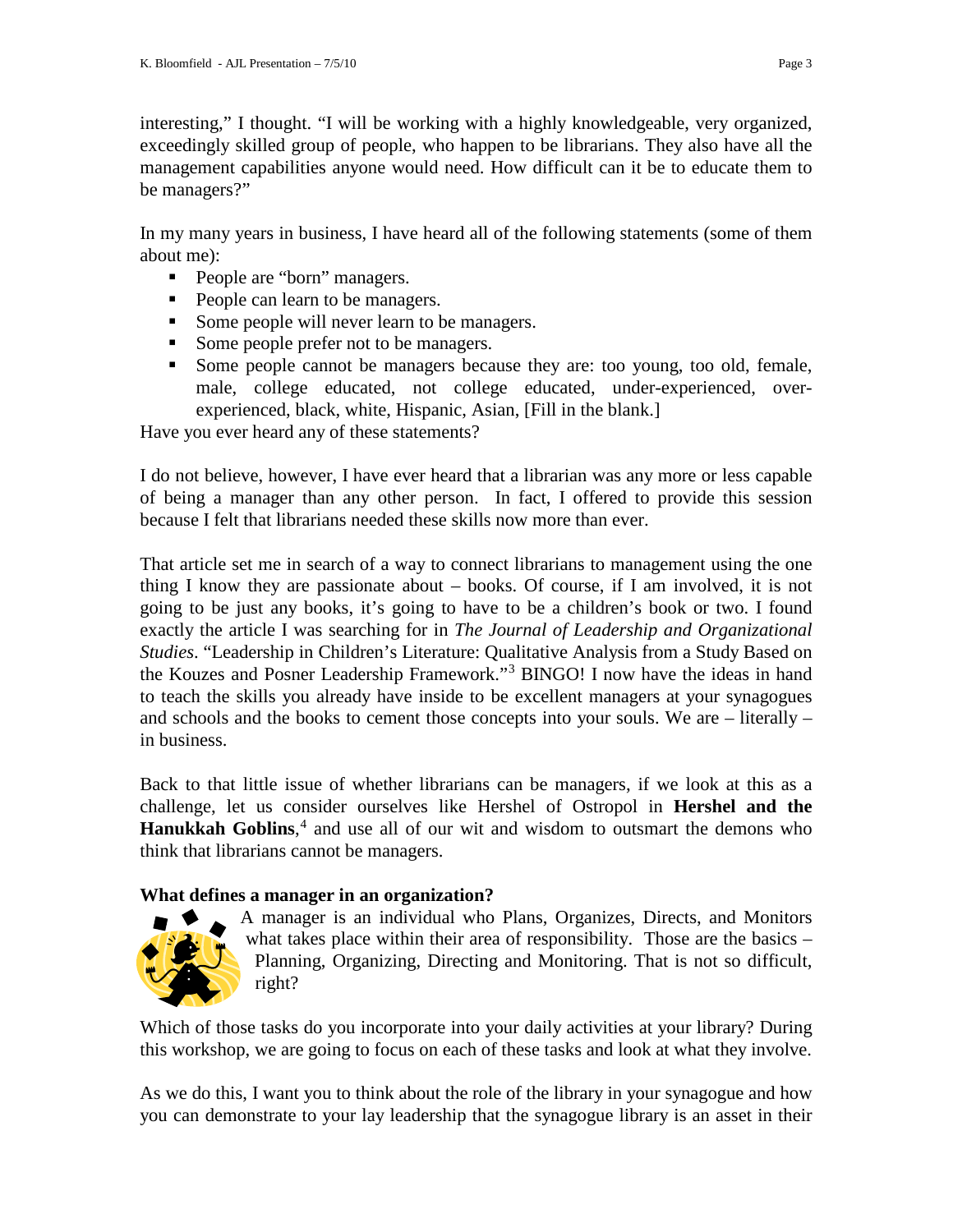interesting," I thought. "I will be working with a highly knowledgeable, very organized, exceedingly skilled group of people, who happen to be librarians. They also have all the management capabilities anyone would need. How difficult can it be to educate them to be managers?"

In my many years in business, I have heard all of the following statements (some of them about me):

- People are "born" managers.
- People can learn to be managers.
- Some people will never learn to be managers.
- Some people prefer not to be managers.
- Some people cannot be managers because they are: too young, too old, female, male, college educated, not college educated, under-experienced, over-experienced, black, white, Hispanic, Asian, [Fill in the blank.]

Have you ever heard any of these statements?

I do not believe, however, I have ever heard that a librarian was any more or less capable of being a manager than any other person. In fact, I offered to provide this session because I felt that librarians needed these skills now more than ever.

That article set me in search of a way to connect librarians to management using the one thing I know they are passionate about – books. Of course, if I am involved, it is not going to be just any books, it's going to have to be a children's book or two. I found exactly the article I was searching for in *The Journal of Leadership and Organizational Studies*. "Leadership in Children's Literature: Qualitative Analysis from a Study Based on the Kouzes and Posner Leadership Framework."[3] BINGO! I now have the ideas in hand to teach the skills you already have inside to be excellent managers at your synagogues and schools and the books to cement those concepts into your souls. We are – literally – in business.

Back to that little issue of whether librarians can be managers, if we look at this as a challenge, let us consider ourselves like Hershel of Ostropol in **Hershel and the Hanukkah Goblins**,[4] and use all of our wit and wisdom to outsmart the demons who think that librarians cannot be managers.

**What defines a manager in an organization?**

A manager is an individual who Plans, Organizes, Directs, and Monitors what takes place within their area of responsibility. Those are the basics – Planning, Organizing, Directing and Monitoring. That is not so difficult, right?

Which of those tasks do you incorporate into your daily activities at your library? During this workshop, we are going to focus on each of these tasks and look at what they involve.

As we do this, I want you to think about the role of the library in your synagogue and how you can demonstrate to your lay leadership that the synagogue library is an asset in their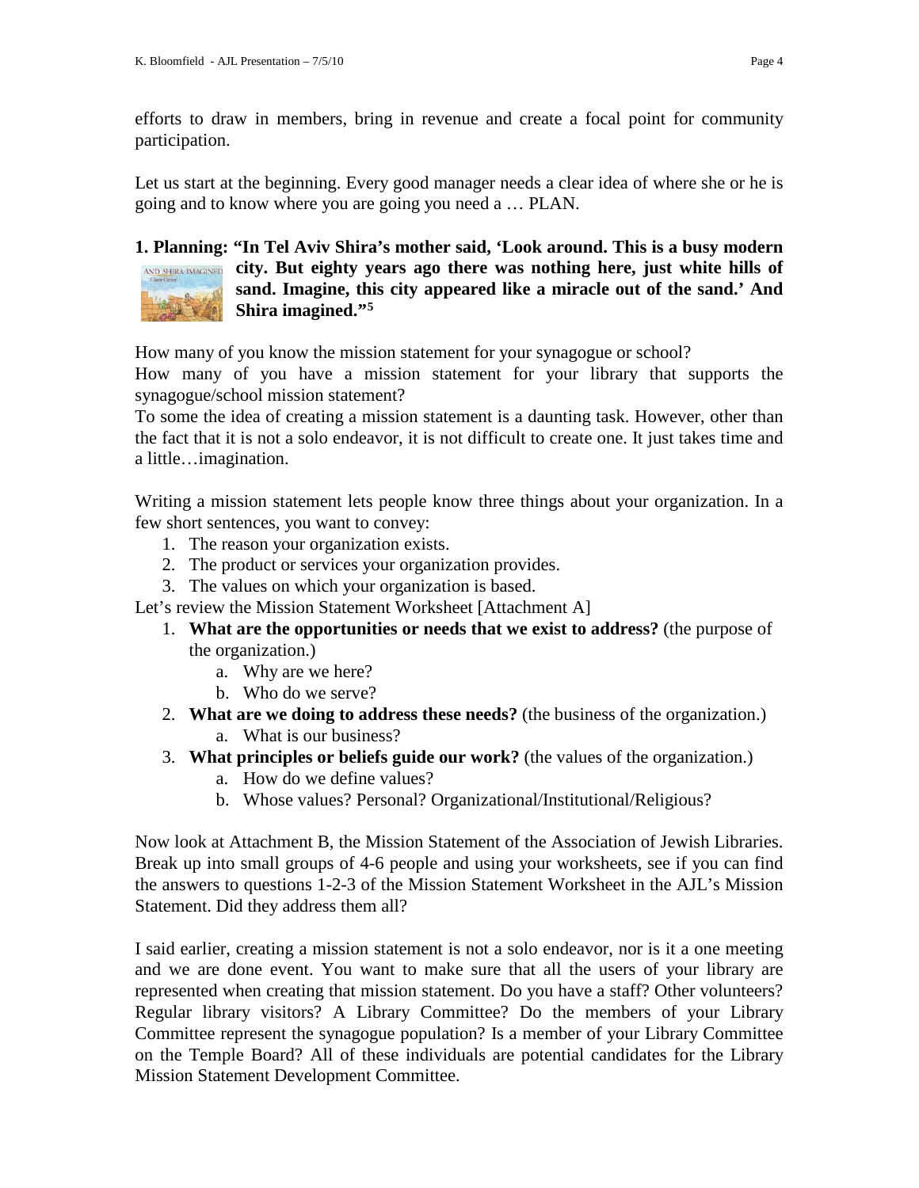efforts to draw in members, bring in revenue and create a focal point for community participation.

Let us start at the beginning. Every good manager needs a clear idea of where she or he is going and to know where you are going you need a … PLAN.

**1. Planning: "In Tel Aviv Shira's mother said, 'Look around. This is a busy modern city. But eighty years ago there was nothing here, just white hills of sand. Imagine, this city appeared like a miracle out of the sand.' And Shira imagined."[5]**

How many of you know the mission statement for your synagogue or school?
How many of you have a mission statement for your library that supports the synagogue/school mission statement?
To some the idea of creating a mission statement is a daunting task. However, other than the fact that it is not a solo endeavor, it is not difficult to create one. It just takes time and a little…imagination.

Writing a mission statement lets people know three things about your organization. In a few short sentences, you want to convey:

1. The reason your organization exists.
2. The product or services your organization provides.
3. The values on which your organization is based.

Let's review the Mission Statement Worksheet [Attachment A]

1. **What are the opportunities or needs that we exist to address?** (the purpose of the organization.)
   a. Why are we here?
   b. Who do we serve?
2. **What are we doing to address these needs?** (the business of the organization.)
   a. What is our business?
3. **What principles or beliefs guide our work?** (the values of the organization.)
   a. How do we define values?
   b. Whose values? Personal? Organizational/Institutional/Religious?

Now look at Attachment B, the Mission Statement of the Association of Jewish Libraries. Break up into small groups of 4-6 people and using your worksheets, see if you can find the answers to questions 1-2-3 of the Mission Statement Worksheet in the AJL's Mission Statement. Did they address them all?

I said earlier, creating a mission statement is not a solo endeavor, nor is it a one meeting and we are done event. You want to make sure that all the users of your library are represented when creating that mission statement. Do you have a staff? Other volunteers? Regular library visitors? A Library Committee? Do the members of your Library Committee represent the synagogue population? Is a member of your Library Committee on the Temple Board? All of these individuals are potential candidates for the Library Mission Statement Development Committee.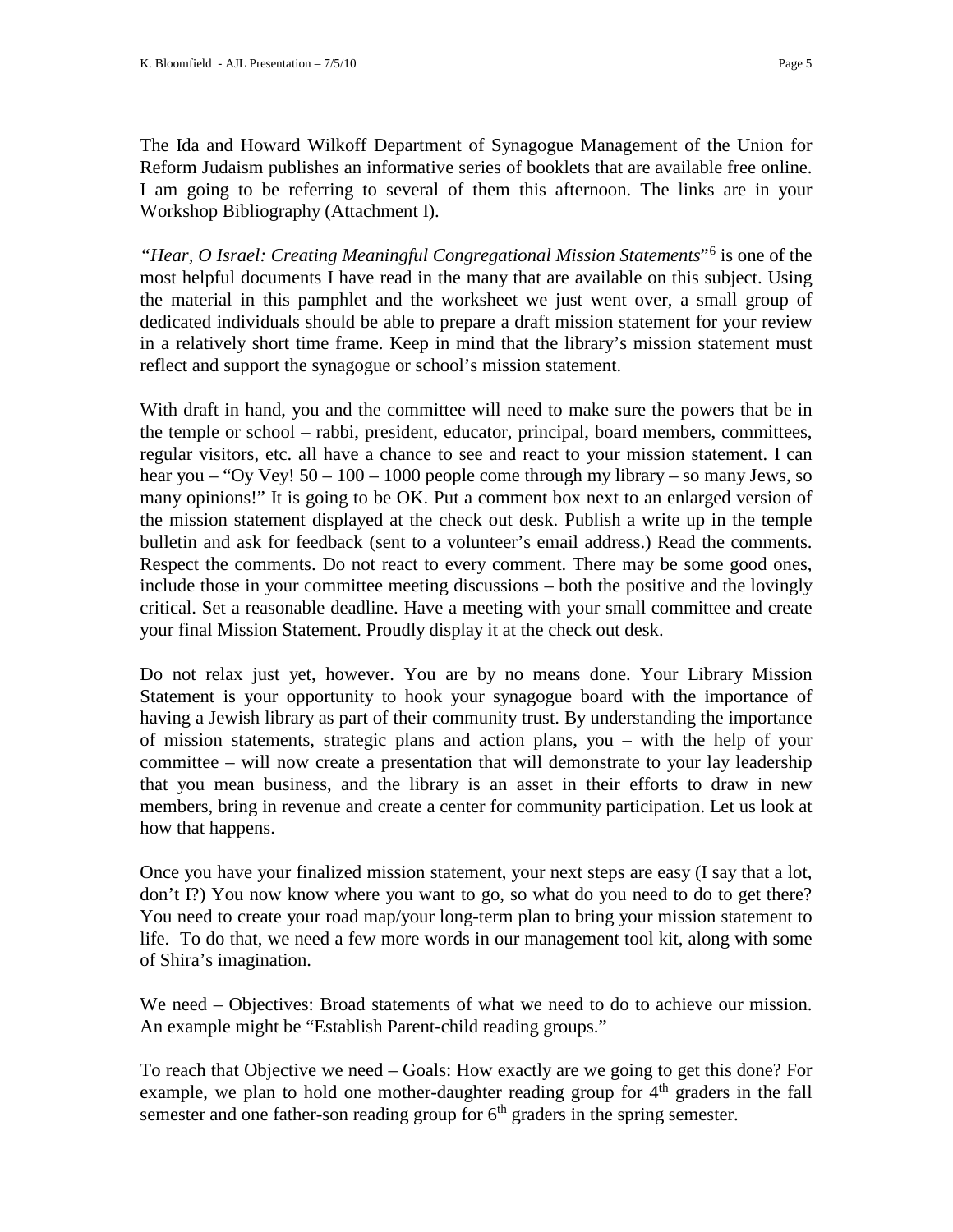The Ida and Howard Wilkoff Department of Synagogue Management of the Union for Reform Judaism publishes an informative series of booklets that are available free online. I am going to be referring to several of them this afternoon. The links are in your Workshop Bibliography (Attachment I).

*"Hear, O Israel: Creating Meaningful Congregational Mission Statements*"[6] is one of the most helpful documents I have read in the many that are available on this subject. Using the material in this pamphlet and the worksheet we just went over, a small group of dedicated individuals should be able to prepare a draft mission statement for your review in a relatively short time frame. Keep in mind that the library's mission statement must reflect and support the synagogue or school's mission statement.

With draft in hand, you and the committee will need to make sure the powers that be in the temple or school – rabbi, president, educator, principal, board members, committees, regular visitors, etc. all have a chance to see and react to your mission statement. I can hear you – "Oy Vey! 50 – 100 – 1000 people come through my library – so many Jews, so many opinions!" It is going to be OK. Put a comment box next to an enlarged version of the mission statement displayed at the check out desk. Publish a write up in the temple bulletin and ask for feedback (sent to a volunteer's email address.) Read the comments. Respect the comments. Do not react to every comment. There may be some good ones, include those in your committee meeting discussions – both the positive and the lovingly critical. Set a reasonable deadline. Have a meeting with your small committee and create your final Mission Statement. Proudly display it at the check out desk.

Do not relax just yet, however. You are by no means done. Your Library Mission Statement is your opportunity to hook your synagogue board with the importance of having a Jewish library as part of their community trust. By understanding the importance of mission statements, strategic plans and action plans, you – with the help of your committee – will now create a presentation that will demonstrate to your lay leadership that you mean business, and the library is an asset in their efforts to draw in new members, bring in revenue and create a center for community participation. Let us look at how that happens.

Once you have your finalized mission statement, your next steps are easy (I say that a lot, don't I?) You now know where you want to go, so what do you need to do to get there? You need to create your road map/your long-term plan to bring your mission statement to life. To do that, we need a few more words in our management tool kit, along with some of Shira's imagination.

We need – Objectives: Broad statements of what we need to do to achieve our mission. An example might be "Establish Parent-child reading groups."

To reach that Objective we need – Goals: How exactly are we going to get this done? For example, we plan to hold one mother-daughter reading group for 4th graders in the fall semester and one father-son reading group for 6th graders in the spring semester.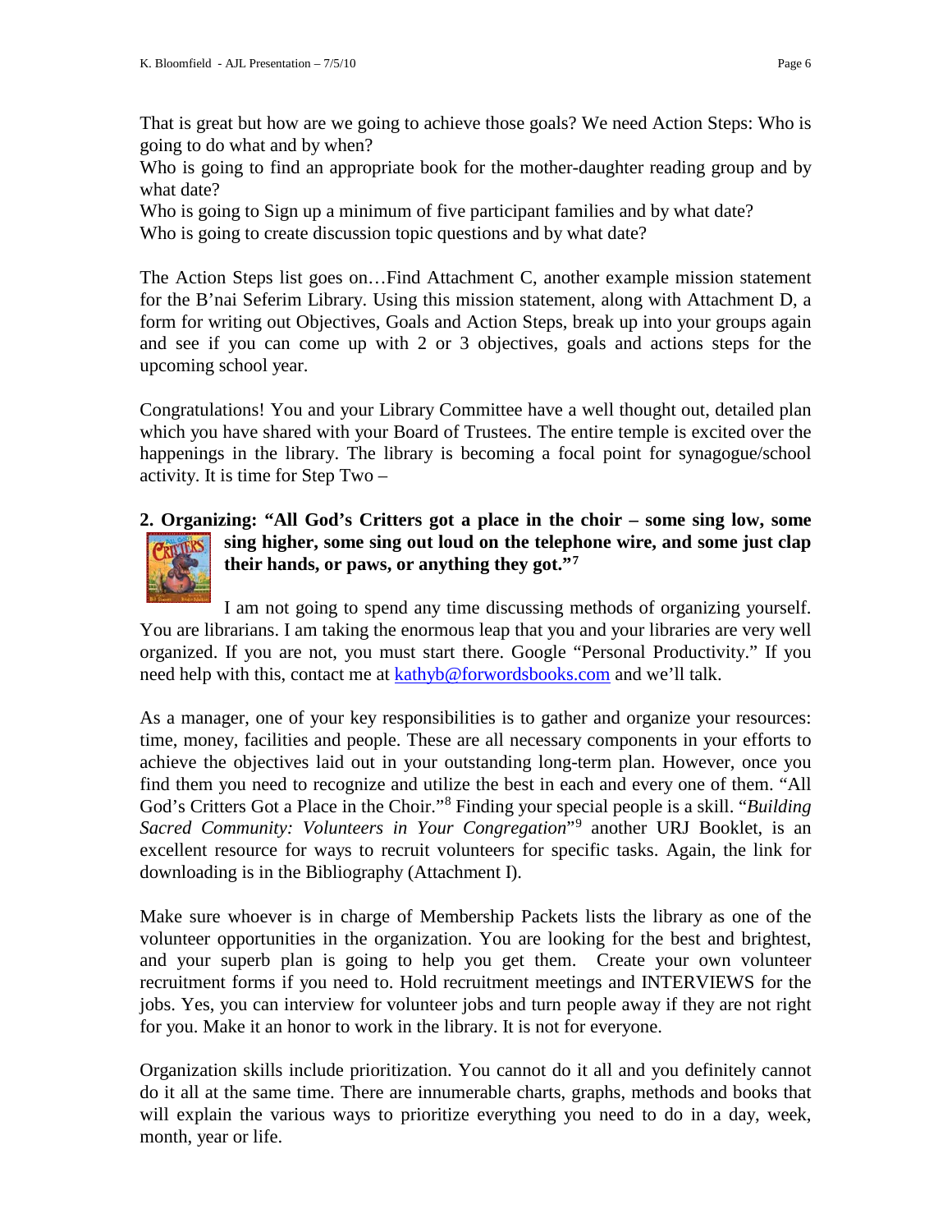That is great but how are we going to achieve those goals? We need Action Steps: Who is going to do what and by when?

Who is going to find an appropriate book for the mother-daughter reading group and by what date?

Who is going to Sign up a minimum of five participant families and by what date?

Who is going to create discussion topic questions and by what date?

The Action Steps list goes on…Find Attachment C, another example mission statement for the B'nai Seferim Library. Using this mission statement, along with Attachment D, a form for writing out Objectives, Goals and Action Steps, break up into your groups again and see if you can come up with 2 or 3 objectives, goals and actions steps for the upcoming school year.

Congratulations! You and your Library Committee have a well thought out, detailed plan which you have shared with your Board of Trustees. The entire temple is excited over the happenings in the library. The library is becoming a focal point for synagogue/school activity. It is time for Step Two –

## 2. Organizing: "All God's Critters got a place in the choir – some sing low, some sing higher, some sing out loud on the telephone wire, and some just clap their hands, or paws, or anything they got."[7]

I am not going to spend any time discussing methods of organizing yourself. You are librarians. I am taking the enormous leap that you and your libraries are very well organized. If you are not, you must start there. Google "Personal Productivity." If you need help with this, contact me at kathyb@forwordsbooks.com and we'll talk.

As a manager, one of your key responsibilities is to gather and organize your resources: time, money, facilities and people. These are all necessary components in your efforts to achieve the objectives laid out in your outstanding long-term plan. However, once you find them you need to recognize and utilize the best in each and every one of them. "All God's Critters Got a Place in the Choir."[8] Finding your special people is a skill. "*Building Sacred Community: Volunteers in Your Congregation*"[9] another URJ Booklet, is an excellent resource for ways to recruit volunteers for specific tasks. Again, the link for downloading is in the Bibliography (Attachment I).

Make sure whoever is in charge of Membership Packets lists the library as one of the volunteer opportunities in the organization. You are looking for the best and brightest, and your superb plan is going to help you get them. Create your own volunteer recruitment forms if you need to. Hold recruitment meetings and INTERVIEWS for the jobs. Yes, you can interview for volunteer jobs and turn people away if they are not right for you. Make it an honor to work in the library. It is not for everyone.

Organization skills include prioritization. You cannot do it all and you definitely cannot do it all at the same time. There are innumerable charts, graphs, methods and books that will explain the various ways to prioritize everything you need to do in a day, week, month, year or life.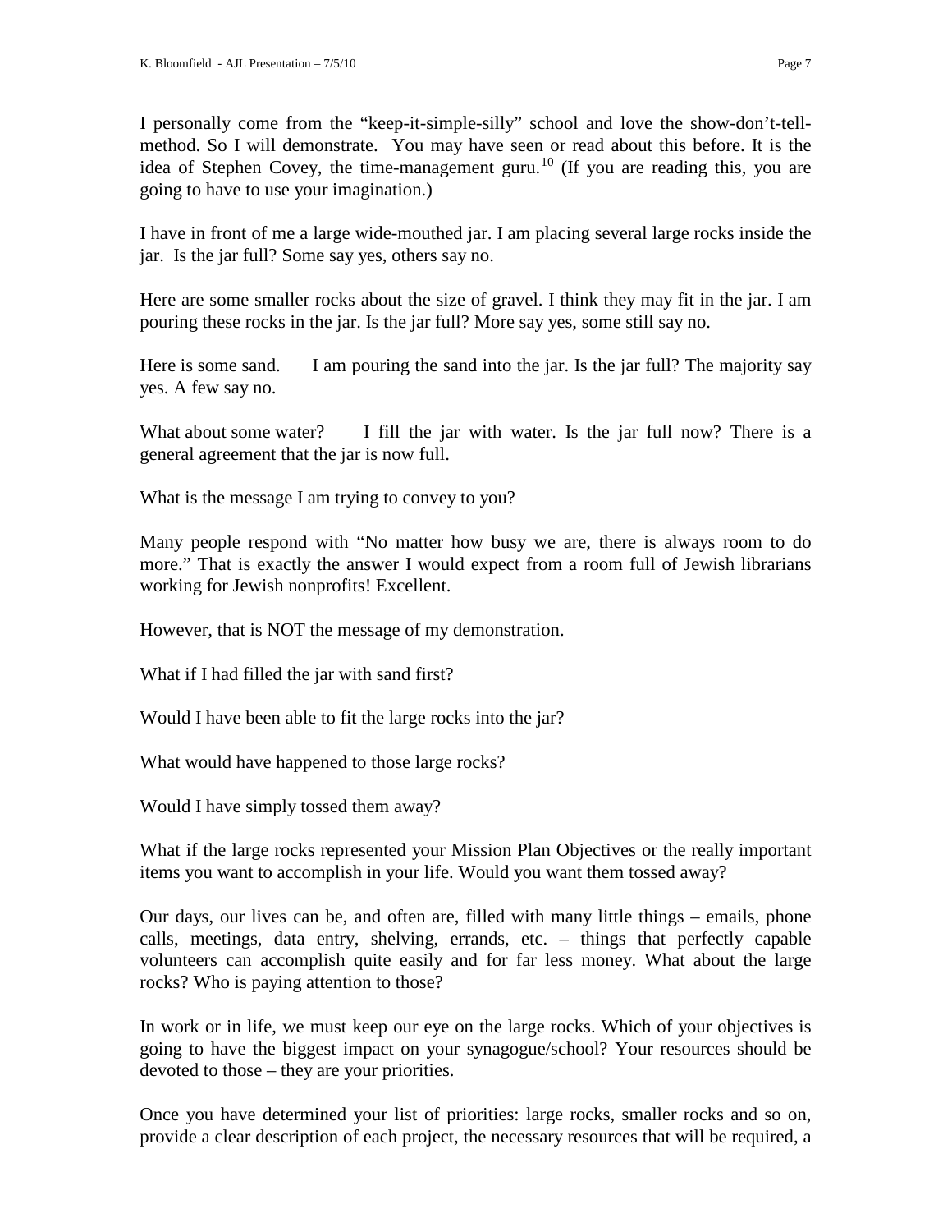I personally come from the "keep-it-simple-silly" school and love the show-don't-tell-method. So I will demonstrate. You may have seen or read about this before. It is the idea of Stephen Covey, the time-management guru.[10] (If you are reading this, you are going to have to use your imagination.)

I have in front of me a large wide-mouthed jar. I am placing several large rocks inside the jar. Is the jar full? Some say yes, others say no.

Here are some smaller rocks about the size of gravel. I think they may fit in the jar. I am pouring these rocks in the jar. Is the jar full? More say yes, some still say no.

Here is some sand. I am pouring the sand into the jar. Is the jar full? The majority say yes. A few say no.

What about some water? I fill the jar with water. Is the jar full now? There is a general agreement that the jar is now full.

What is the message I am trying to convey to you?

Many people respond with "No matter how busy we are, there is always room to do more." That is exactly the answer I would expect from a room full of Jewish librarians working for Jewish nonprofits! Excellent.

However, that is NOT the message of my demonstration.

What if I had filled the jar with sand first?

Would I have been able to fit the large rocks into the jar?

What would have happened to those large rocks?

Would I have simply tossed them away?

What if the large rocks represented your Mission Plan Objectives or the really important items you want to accomplish in your life. Would you want them tossed away?

Our days, our lives can be, and often are, filled with many little things – emails, phone calls, meetings, data entry, shelving, errands, etc. – things that perfectly capable volunteers can accomplish quite easily and for far less money. What about the large rocks? Who is paying attention to those?

In work or in life, we must keep our eye on the large rocks. Which of your objectives is going to have the biggest impact on your synagogue/school? Your resources should be devoted to those – they are your priorities.

Once you have determined your list of priorities: large rocks, smaller rocks and so on, provide a clear description of each project, the necessary resources that will be required, a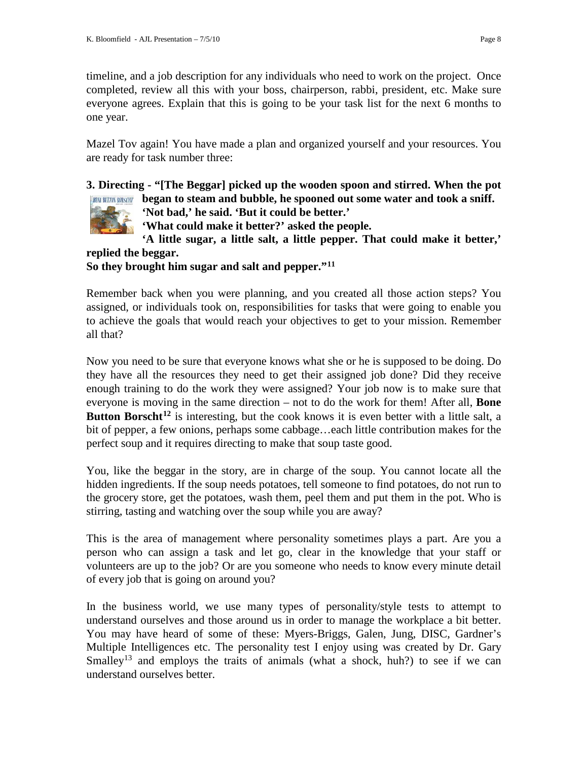timeline, and a job description for any individuals who need to work on the project. Once completed, review all this with your boss, chairperson, rabbi, president, etc. Make sure everyone agrees. Explain that this is going to be your task list for the next 6 months to one year.

Mazel Tov again! You have made a plan and organized yourself and your resources. You are ready for task number three:

**3. Directing - "[The Beggar] picked up the wooden spoon and stirred. When the pot began to steam and bubble, he spooned out some water and took a sniff. 'Not bad,' he said. 'But it could be better.'**
**'What could make it better?' asked the people.**
**'A little sugar, a little salt, a little pepper. That could make it better,' replied the beggar.**
**So they brought him sugar and salt and pepper."[11]**

Remember back when you were planning, and you created all those action steps? You assigned, or individuals took on, responsibilities for tasks that were going to enable you to achieve the goals that would reach your objectives to get to your mission. Remember all that?

Now you need to be sure that everyone knows what she or he is supposed to be doing. Do they have all the resources they need to get their assigned job done? Did they receive enough training to do the work they were assigned? Your job now is to make sure that everyone is moving in the same direction – not to do the work for them! After all, **Bone Button Borscht[12]** is interesting, but the cook knows it is even better with a little salt, a bit of pepper, a few onions, perhaps some cabbage…each little contribution makes for the perfect soup and it requires directing to make that soup taste good.

You, like the beggar in the story, are in charge of the soup. You cannot locate all the hidden ingredients. If the soup needs potatoes, tell someone to find potatoes, do not run to the grocery store, get the potatoes, wash them, peel them and put them in the pot. Who is stirring, tasting and watching over the soup while you are away?

This is the area of management where personality sometimes plays a part. Are you a person who can assign a task and let go, clear in the knowledge that your staff or volunteers are up to the job? Or are you someone who needs to know every minute detail of every job that is going on around you?

In the business world, we use many types of personality/style tests to attempt to understand ourselves and those around us in order to manage the workplace a bit better. You may have heard of some of these: Myers-Briggs, Galen, Jung, DISC, Gardner's Multiple Intelligences etc. The personality test I enjoy using was created by Dr. Gary Smalley[13] and employs the traits of animals (what a shock, huh?) to see if we can understand ourselves better.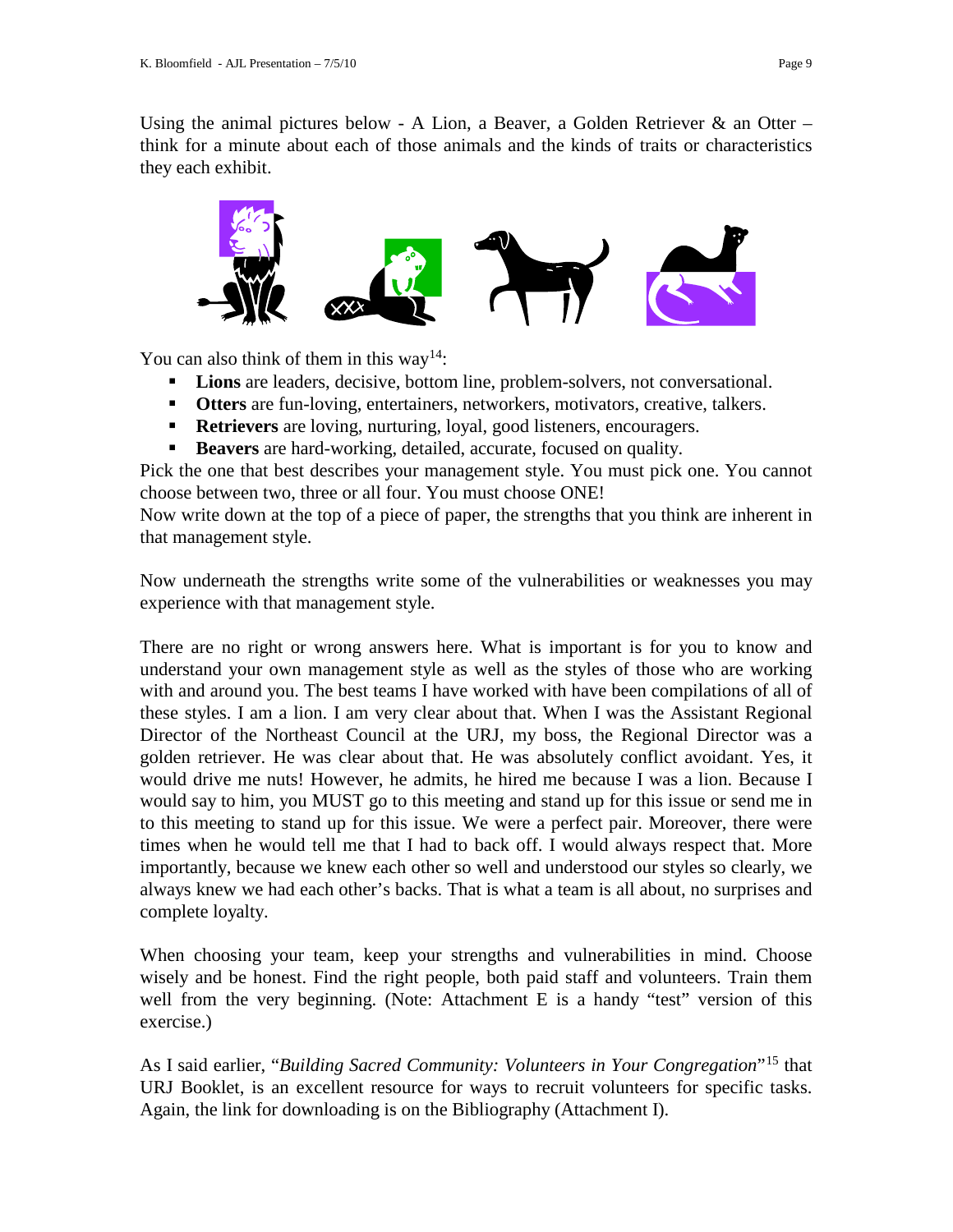Using the animal pictures below - A Lion, a Beaver, a Golden Retriever & an Otter – think for a minute about each of those animals and the kinds of traits or characteristics they each exhibit.

You can also think of them in this way[14]:

- **Lions** are leaders, decisive, bottom line, problem-solvers, not conversational.
- **Otters** are fun-loving, entertainers, networkers, motivators, creative, talkers.
- **Retrievers** are loving, nurturing, loyal, good listeners, encouragers.
- **Beavers** are hard-working, detailed, accurate, focused on quality.

Pick the one that best describes your management style. You must pick one. You cannot choose between two, three or all four. You must choose ONE!

Now write down at the top of a piece of paper, the strengths that you think are inherent in that management style.

Now underneath the strengths write some of the vulnerabilities or weaknesses you may experience with that management style.

There are no right or wrong answers here. What is important is for you to know and understand your own management style as well as the styles of those who are working with and around you. The best teams I have worked with have been compilations of all of these styles. I am a lion. I am very clear about that. When I was the Assistant Regional Director of the Northeast Council at the URJ, my boss, the Regional Director was a golden retriever. He was clear about that. He was absolutely conflict avoidant. Yes, it would drive me nuts! However, he admits, he hired me because I was a lion. Because I would say to him, you MUST go to this meeting and stand up for this issue or send me in to this meeting to stand up for this issue. We were a perfect pair. Moreover, there were times when he would tell me that I had to back off. I would always respect that. More importantly, because we knew each other so well and understood our styles so clearly, we always knew we had each other's backs. That is what a team is all about, no surprises and complete loyalty.

When choosing your team, keep your strengths and vulnerabilities in mind. Choose wisely and be honest. Find the right people, both paid staff and volunteers. Train them well from the very beginning. (Note: Attachment E is a handy "test" version of this exercise.)

As I said earlier, "*Building Sacred Community: Volunteers in Your Congregation*"[15] that URJ Booklet, is an excellent resource for ways to recruit volunteers for specific tasks. Again, the link for downloading is on the Bibliography (Attachment I).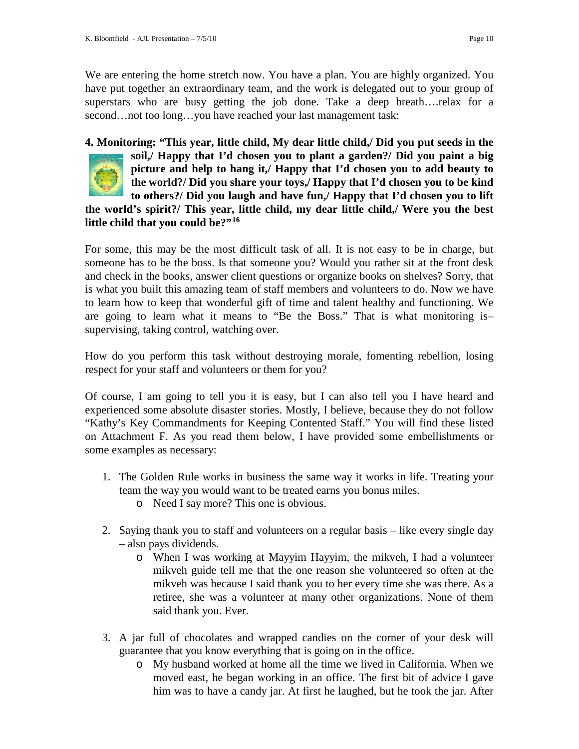We are entering the home stretch now. You have a plan. You are highly organized. You have put together an extraordinary team, and the work is delegated out to your group of superstars who are busy getting the job done. Take a deep breath….relax for a second…not too long…you have reached your last management task:

**4. Monitoring: "This year, little child, My dear little child,/ Did you put seeds in the soil,/ Happy that I'd chosen you to plant a garden?/ Did you paint a big picture and help to hang it,/ Happy that I'd chosen you to add beauty to the world?/ Did you share your toys,/ Happy that I'd chosen you to be kind to others?/ Did you laugh and have fun,/ Happy that I'd chosen you to lift the world's spirit?/ This year, little child, my dear little child,/ Were you the best little child that you could be?"[16]**

For some, this may be the most difficult task of all. It is not easy to be in charge, but someone has to be the boss. Is that someone you? Would you rather sit at the front desk and check in the books, answer client questions or organize books on shelves? Sorry, that is what you built this amazing team of staff members and volunteers to do. Now we have to learn how to keep that wonderful gift of time and talent healthy and functioning. We are going to learn what it means to "Be the Boss." That is what monitoring is– supervising, taking control, watching over.

How do you perform this task without destroying morale, fomenting rebellion, losing respect for your staff and volunteers or them for you?

Of course, I am going to tell you it is easy, but I can also tell you I have heard and experienced some absolute disaster stories. Mostly, I believe, because they do not follow "Kathy's Key Commandments for Keeping Contented Staff." You will find these listed on Attachment F. As you read them below, I have provided some embellishments or some examples as necessary:

1. The Golden Rule works in business the same way it works in life. Treating your team the way you would want to be treated earns you bonus miles.
   - Need I say more? This one is obvious.

2. Saying thank you to staff and volunteers on a regular basis – like every single day – also pays dividends.
   - When I was working at Mayyim Hayyim, the mikveh, I had a volunteer mikveh guide tell me that the one reason she volunteered so often at the mikveh was because I said thank you to her every time she was there. As a retiree, she was a volunteer at many other organizations. None of them said thank you. Ever.

3. A jar full of chocolates and wrapped candies on the corner of your desk will guarantee that you know everything that is going on in the office.
   - My husband worked at home all the time we lived in California. When we moved east, he began working in an office. The first bit of advice I gave him was to have a candy jar. At first he laughed, but he took the jar. After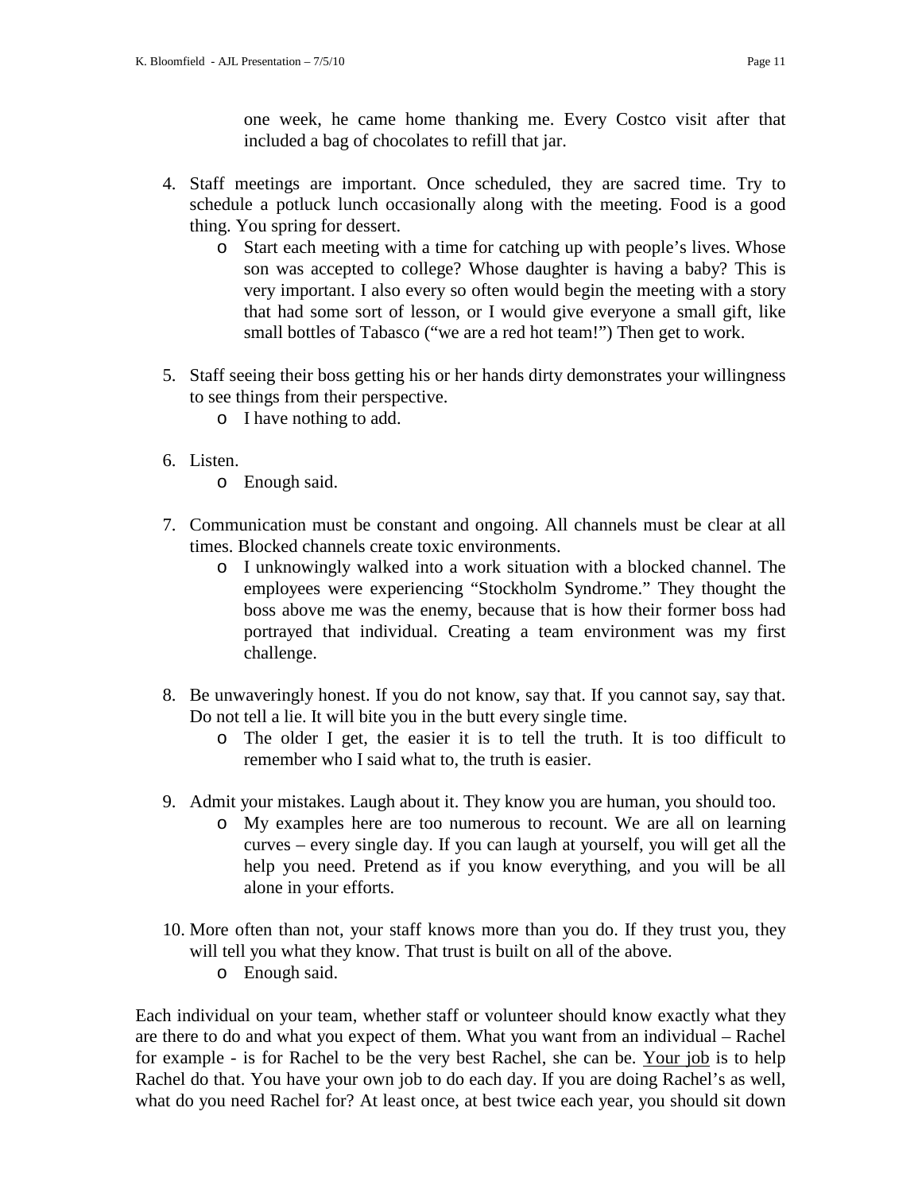one week, he came home thanking me. Every Costco visit after that included a bag of chocolates to refill that jar.

4. Staff meetings are important. Once scheduled, they are sacred time. Try to schedule a potluck lunch occasionally along with the meeting. Food is a good thing. You spring for dessert.
   - Start each meeting with a time for catching up with people's lives. Whose son was accepted to college? Whose daughter is having a baby? This is very important. I also every so often would begin the meeting with a story that had some sort of lesson, or I would give everyone a small gift, like small bottles of Tabasco ("we are a red hot team!") Then get to work.

5. Staff seeing their boss getting his or her hands dirty demonstrates your willingness to see things from their perspective.
   - I have nothing to add.

6. Listen.
   - Enough said.

7. Communication must be constant and ongoing. All channels must be clear at all times. Blocked channels create toxic environments.
   - I unknowingly walked into a work situation with a blocked channel. The employees were experiencing "Stockholm Syndrome." They thought the boss above me was the enemy, because that is how their former boss had portrayed that individual. Creating a team environment was my first challenge.

8. Be unwaveringly honest. If you do not know, say that. If you cannot say, say that. Do not tell a lie. It will bite you in the butt every single time.
   - The older I get, the easier it is to tell the truth. It is too difficult to remember who I said what to, the truth is easier.

9. Admit your mistakes. Laugh about it. They know you are human, you should too.
   - My examples here are too numerous to recount. We are all on learning curves – every single day. If you can laugh at yourself, you will get all the help you need. Pretend as if you know everything, and you will be all alone in your efforts.

10. More often than not, your staff knows more than you do. If they trust you, they will tell you what they know. That trust is built on all of the above.
    - Enough said.

Each individual on your team, whether staff or volunteer should know exactly what they are there to do and what you expect of them. What you want from an individual – Rachel for example - is for Rachel to be the very best Rachel, she can be. <u>Your job</u> is to help Rachel do that. You have your own job to do each day. If you are doing Rachel's as well, what do you need Rachel for? At least once, at best twice each year, you should sit down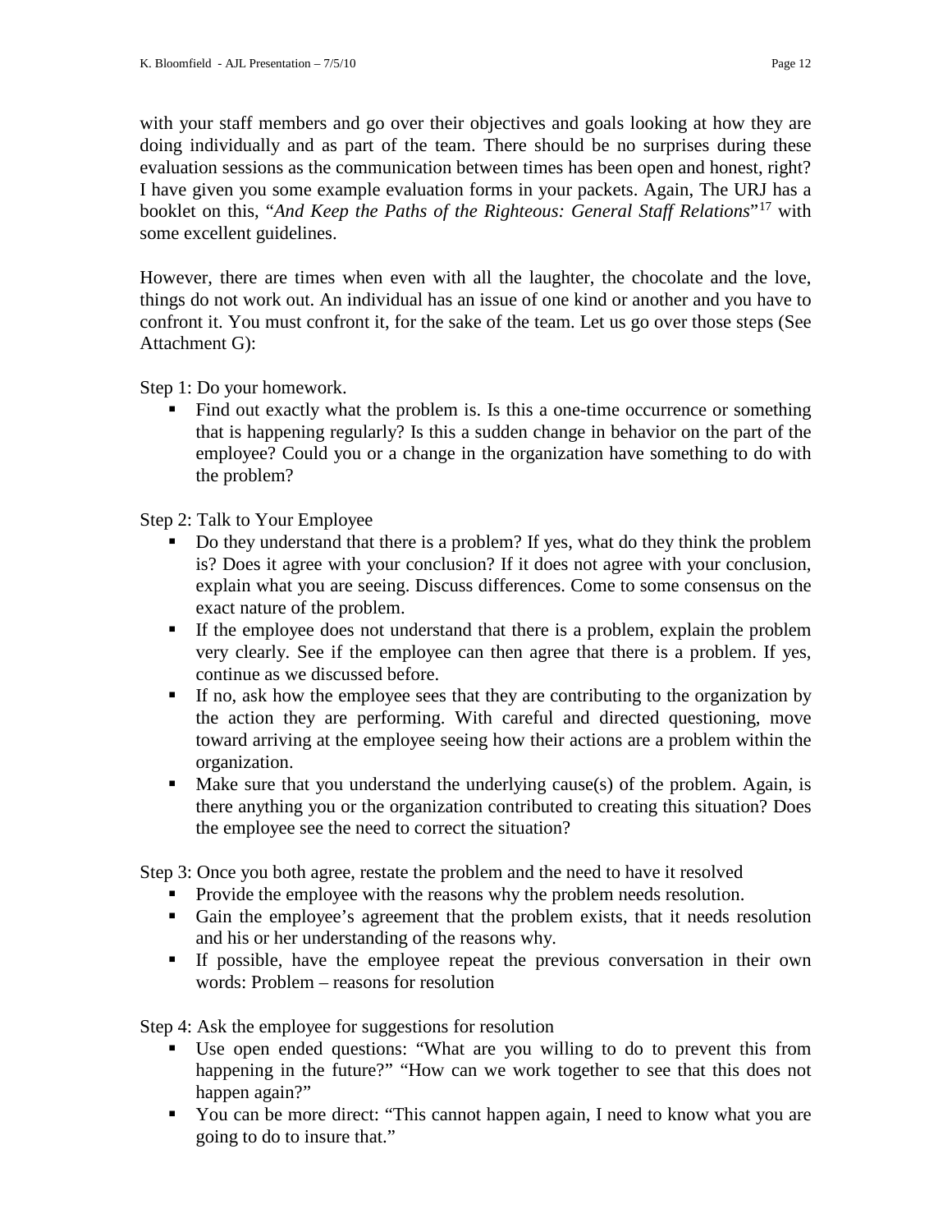with your staff members and go over their objectives and goals looking at how they are doing individually and as part of the team. There should be no surprises during these evaluation sessions as the communication between times has been open and honest, right? I have given you some example evaluation forms in your packets. Again, The URJ has a booklet on this, "*And Keep the Paths of the Righteous: General Staff Relations*"[17] with some excellent guidelines.

However, there are times when even with all the laughter, the chocolate and the love, things do not work out. An individual has an issue of one kind or another and you have to confront it. You must confront it, for the sake of the team. Let us go over those steps (See Attachment G):

Step 1: Do your homework.

- Find out exactly what the problem is. Is this a one-time occurrence or something that is happening regularly? Is this a sudden change in behavior on the part of the employee? Could you or a change in the organization have something to do with the problem?

Step 2: Talk to Your Employee

- Do they understand that there is a problem? If yes, what do they think the problem is? Does it agree with your conclusion? If it does not agree with your conclusion, explain what you are seeing. Discuss differences. Come to some consensus on the exact nature of the problem.
- If the employee does not understand that there is a problem, explain the problem very clearly. See if the employee can then agree that there is a problem. If yes, continue as we discussed before.
- If no, ask how the employee sees that they are contributing to the organization by the action they are performing. With careful and directed questioning, move toward arriving at the employee seeing how their actions are a problem within the organization.
- Make sure that you understand the underlying cause(s) of the problem. Again, is there anything you or the organization contributed to creating this situation? Does the employee see the need to correct the situation?

Step 3: Once you both agree, restate the problem and the need to have it resolved

- Provide the employee with the reasons why the problem needs resolution.
- Gain the employee's agreement that the problem exists, that it needs resolution and his or her understanding of the reasons why.
- If possible, have the employee repeat the previous conversation in their own words: Problem – reasons for resolution

Step 4: Ask the employee for suggestions for resolution

- Use open ended questions: "What are you willing to do to prevent this from happening in the future?" "How can we work together to see that this does not happen again?"
- You can be more direct: "This cannot happen again, I need to know what you are going to do to insure that."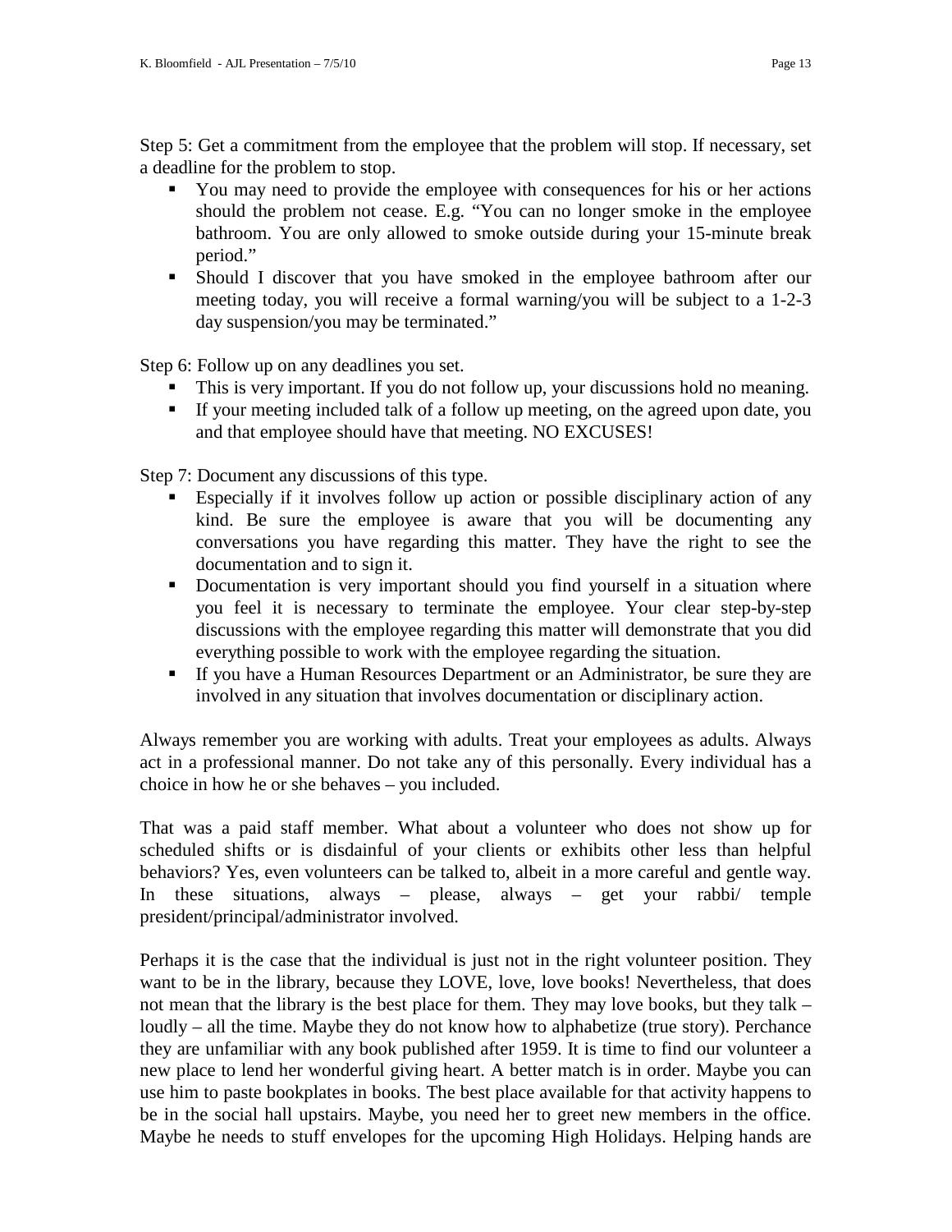Step 5: Get a commitment from the employee that the problem will stop. If necessary, set a deadline for the problem to stop.

- You may need to provide the employee with consequences for his or her actions should the problem not cease. E.g. "You can no longer smoke in the employee bathroom. You are only allowed to smoke outside during your 15-minute break period."
- Should I discover that you have smoked in the employee bathroom after our meeting today, you will receive a formal warning/you will be subject to a 1-2-3 day suspension/you may be terminated."

Step 6: Follow up on any deadlines you set.

- This is very important. If you do not follow up, your discussions hold no meaning.
- If your meeting included talk of a follow up meeting, on the agreed upon date, you and that employee should have that meeting. NO EXCUSES!

Step 7: Document any discussions of this type.

- Especially if it involves follow up action or possible disciplinary action of any kind. Be sure the employee is aware that you will be documenting any conversations you have regarding this matter. They have the right to see the documentation and to sign it.
- Documentation is very important should you find yourself in a situation where you feel it is necessary to terminate the employee. Your clear step-by-step discussions with the employee regarding this matter will demonstrate that you did everything possible to work with the employee regarding the situation.
- If you have a Human Resources Department or an Administrator, be sure they are involved in any situation that involves documentation or disciplinary action.

Always remember you are working with adults. Treat your employees as adults. Always act in a professional manner. Do not take any of this personally. Every individual has a choice in how he or she behaves – you included.

That was a paid staff member. What about a volunteer who does not show up for scheduled shifts or is disdainful of your clients or exhibits other less than helpful behaviors? Yes, even volunteers can be talked to, albeit in a more careful and gentle way. In these situations, always – please, always – get your rabbi/ temple president/principal/administrator involved.

Perhaps it is the case that the individual is just not in the right volunteer position. They want to be in the library, because they LOVE, love, love books! Nevertheless, that does not mean that the library is the best place for them. They may love books, but they talk – loudly – all the time. Maybe they do not know how to alphabetize (true story). Perchance they are unfamiliar with any book published after 1959. It is time to find our volunteer a new place to lend her wonderful giving heart. A better match is in order. Maybe you can use him to paste bookplates in books. The best place available for that activity happens to be in the social hall upstairs. Maybe, you need her to greet new members in the office. Maybe he needs to stuff envelopes for the upcoming High Holidays. Helping hands are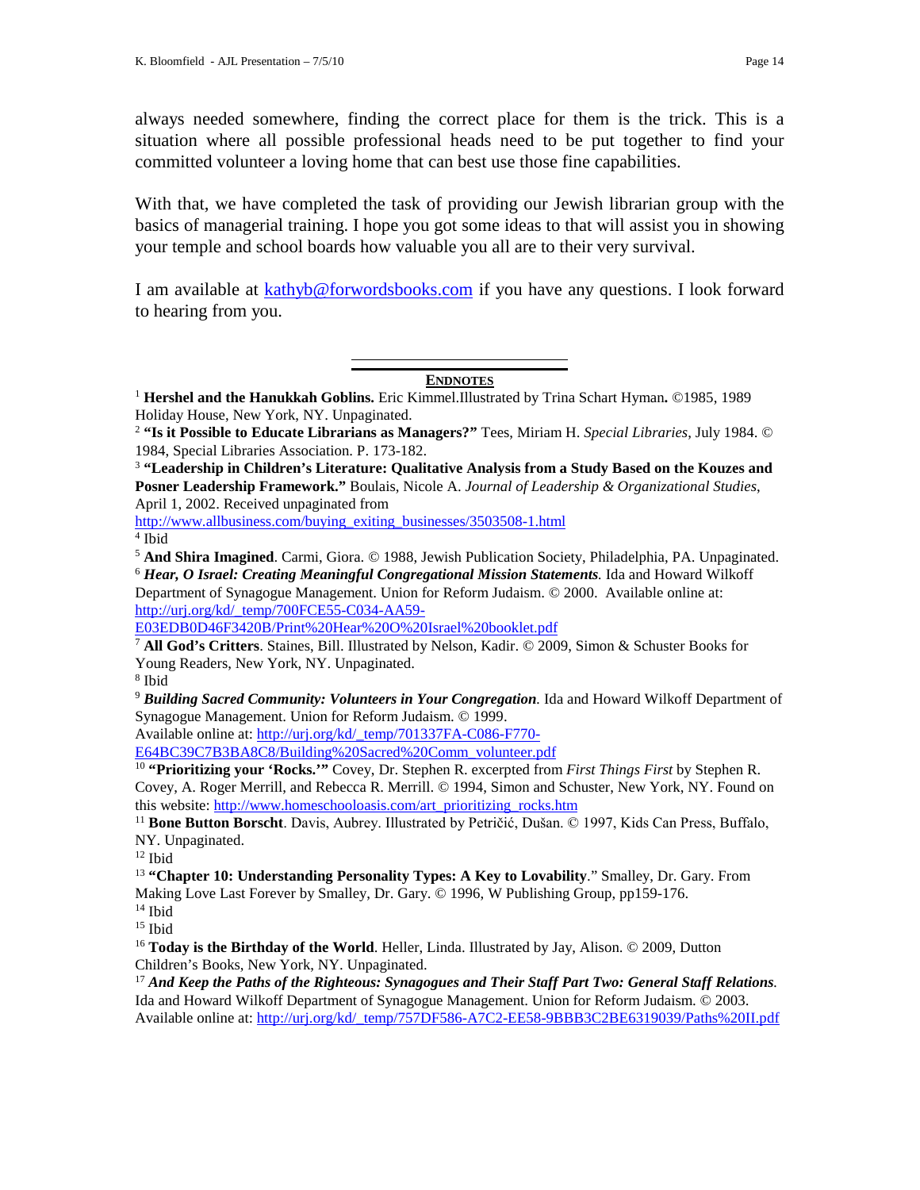always needed somewhere, finding the correct place for them is the trick. This is a situation where all possible professional heads need to be put together to find your committed volunteer a loving home that can best use those fine capabilities.

With that, we have completed the task of providing our Jewish librarian group with the basics of managerial training. I hope you got some ideas to that will assist you in showing your temple and school boards how valuable you all are to their very survival.

I am available at kathyb@forwordsbooks.com if you have any questions. I look forward to hearing from you.

---

**ENDNOTES**

[1] **Hershel and the Hanukkah Goblins.** Eric Kimmel.Illustrated by Trina Schart Hyman**.** ©1985, 1989 Holiday House, New York, NY. Unpaginated.

[2] **"Is it Possible to Educate Librarians as Managers?"** Tees, Miriam H. *Special Libraries*, July 1984. © 1984, Special Libraries Association. P. 173-182.

[3] **"Leadership in Children's Literature: Qualitative Analysis from a Study Based on the Kouzes and Posner Leadership Framework."** Boulais, Nicole A. *Journal of Leadership & Organizational Studies*, April 1, 2002. Received unpaginated from http://www.allbusiness.com/buying_exiting_businesses/3503508-1.html

[4] Ibid

[5] **And Shira Imagined**. Carmi, Giora. © 1988, Jewish Publication Society, Philadelphia, PA. Unpaginated.

[6] ***Hear, O Israel: Creating Meaningful Congregational Mission Statements.*** Ida and Howard Wilkoff Department of Synagogue Management. Union for Reform Judaism. © 2000. Available online at: http://urj.org/kd/_temp/700FCE55-C034-AA59-E03EDB0D46F3420B/Print%20Hear%20O%20Israel%20booklet.pdf

[7] **All God's Critters**. Staines, Bill. Illustrated by Nelson, Kadir. © 2009, Simon & Schuster Books for Young Readers, New York, NY. Unpaginated.

[8] Ibid

[9] ***Building Sacred Community: Volunteers in Your Congregation.*** Ida and Howard Wilkoff Department of Synagogue Management. Union for Reform Judaism. © 1999.
Available online at: http://urj.org/kd/_temp/701337FA-C086-F770-E64BC39C7B3BA8C8/Building%20Sacred%20Comm_volunteer.pdf

[10] **"Prioritizing your 'Rocks.'"** Covey, Dr. Stephen R. excerpted from *First Things First* by Stephen R. Covey, A. Roger Merrill, and Rebecca R. Merrill. © 1994, Simon and Schuster, New York, NY. Found on this website: http://www.homeschooloasis.com/art_prioritizing_rocks.htm

[11] **Bone Button Borscht**. Davis, Aubrey. Illustrated by Petričić, Dušan. © 1997, Kids Can Press, Buffalo, NY. Unpaginated.

[12] Ibid

[13] **"Chapter 10: Understanding Personality Types: A Key to Lovability**." Smalley, Dr. Gary. From Making Love Last Forever by Smalley, Dr. Gary. © 1996, W Publishing Group, pp159-176.

[14] Ibid

[15] Ibid

[16] **Today is the Birthday of the World**. Heller, Linda. Illustrated by Jay, Alison. © 2009, Dutton Children's Books, New York, NY. Unpaginated.

[17] ***And Keep the Paths of the Righteous: Synagogues and Their Staff Part Two: General Staff Relations.*** Ida and Howard Wilkoff Department of Synagogue Management. Union for Reform Judaism. © 2003. Available online at: http://urj.org/kd/_temp/757DF586-A7C2-EE58-9BBB3C2BE6319039/Paths%20II.pdf